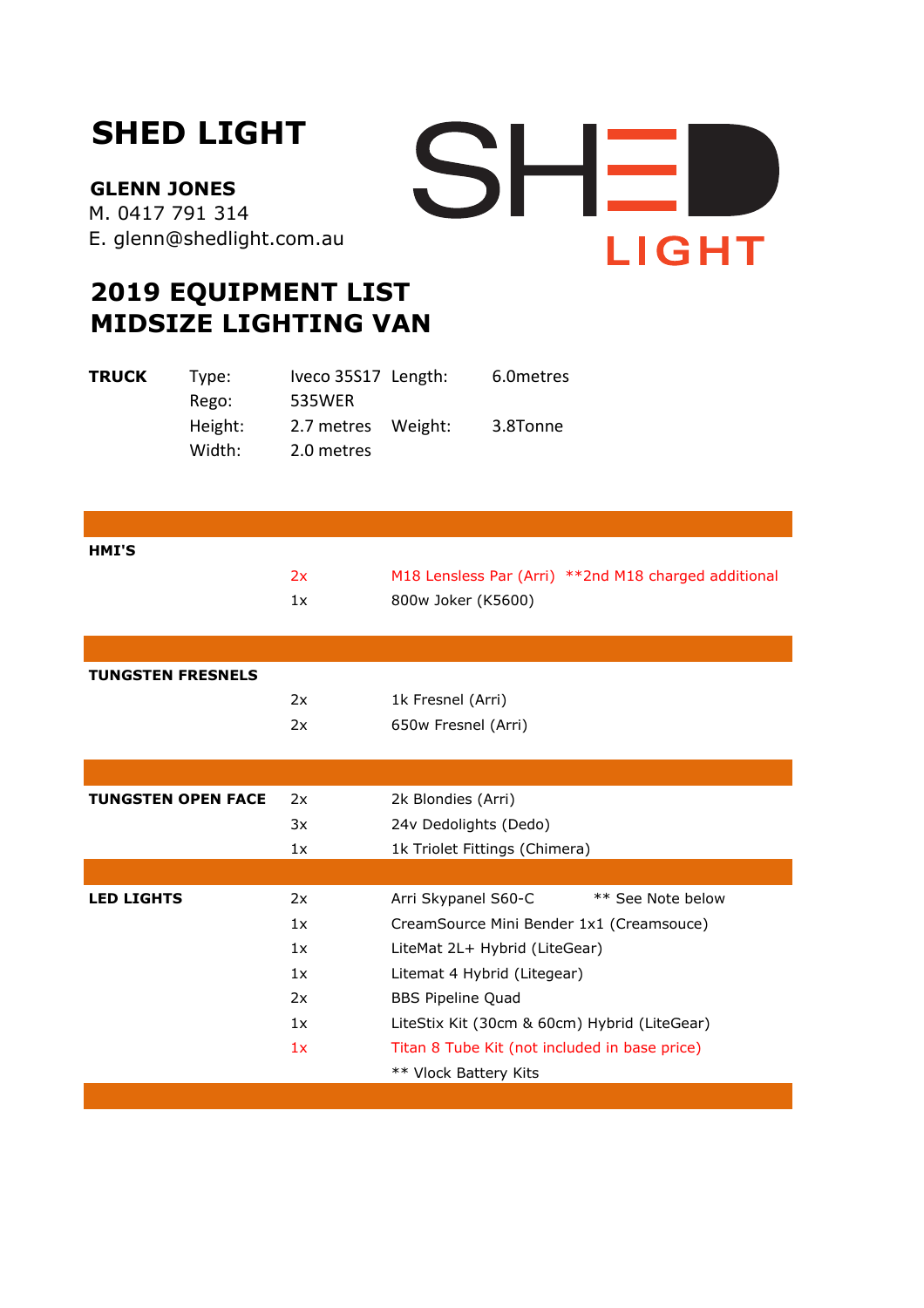# SHED LIGHT

**GLENN JONES**
M. 0417 791 314
E. glenn@shedlight.com.au

SHED LIGHT

## 2019 EQUIPMENT LIST
## MIDSIZE LIGHTING VAN

| **TRUCK** | Type: | Iveco 35S17 | Length: | 6.0metres |
|---|---|---|---|---|
| | Rego: | 535WER | | |
| | Height: | 2.7 metres | Weight: | 3.8Tonne |
| | Width: | 2.0 metres | | |

| | | |
|---|---|---|
| **HMI'S** | | |
| | 2x | M18 Lensless Par (Arri) **2nd M18 charged additional |
| | 1x | 800w Joker (K5600) |
| **TUNGSTEN FRESNELS** | | |
| | 2x | 1k Fresnel (Arri) |
| | 2x | 650w Fresnel (Arri) |
| **TUNGSTEN OPEN FACE** | 2x | 2k Blondies (Arri) |
| | 3x | 24v Dedolights (Dedo) |
| | 1x | 1k Triolet Fittings (Chimera) |
| **LED LIGHTS** | 2x | Arri Skypanel S60-C ** See Note below |
| | 1x | CreamSource Mini Bender 1x1 (Creamsouce) |
| | 1x | LiteMat 2L+ Hybrid (LiteGear) |
| | 1x | Litemat 4 Hybrid (Litegear) |
| | 2x | BBS Pipeline Quad |
| | 1x | LiteStix Kit (30cm & 60cm) Hybrid (LiteGear) |
| | 1x | Titan 8 Tube Kit (not included in base price) |
| | | ** Vlock Battery Kits |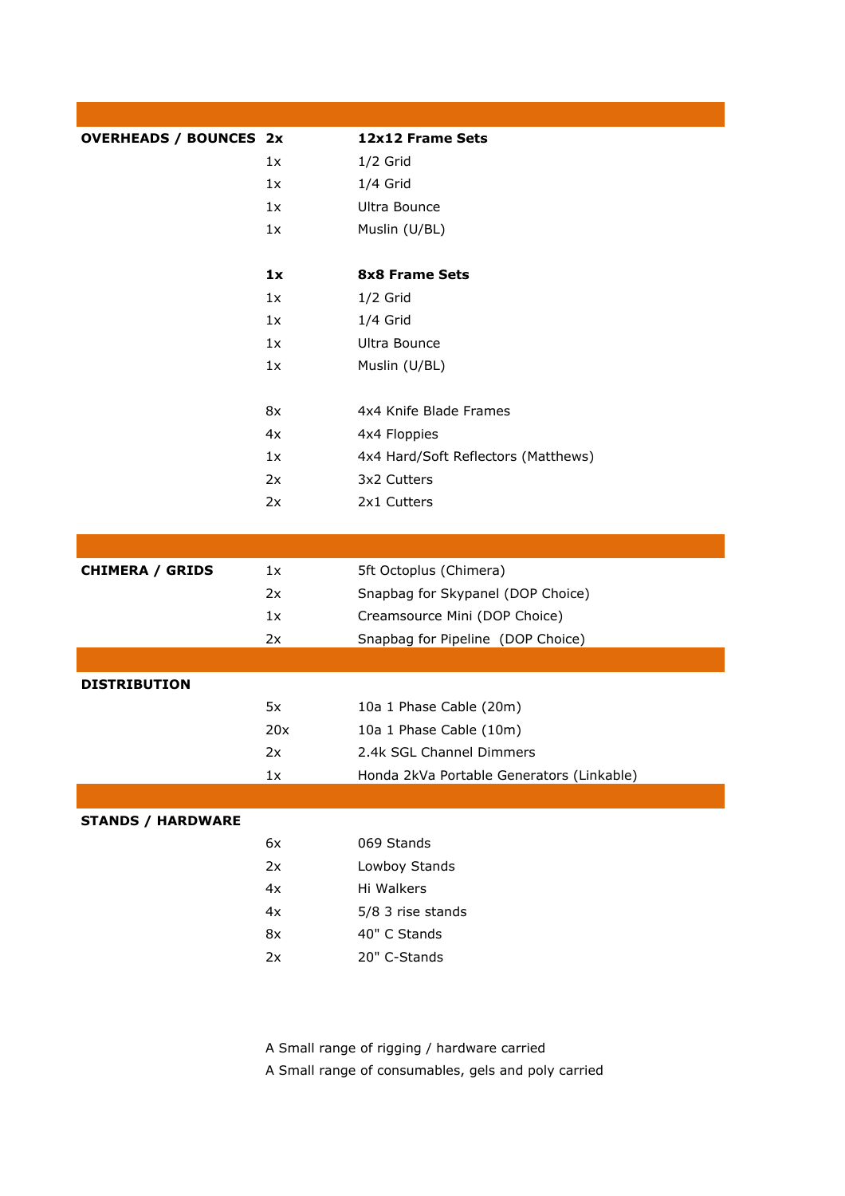| | | |
|---|---|---|
| **OVERHEADS / BOUNCES** | **2x** | **12x12 Frame Sets** |
| | 1x | 1/2 Grid |
| | 1x | 1/4 Grid |
| | 1x | Ultra Bounce |
| | 1x | Muslin (U/BL) |
| | | |
| | **1x** | **8x8 Frame Sets** |
| | 1x | 1/2 Grid |
| | 1x | 1/4 Grid |
| | 1x | Ultra Bounce |
| | 1x | Muslin (U/BL) |
| | | |
| | 8x | 4x4 Knife Blade Frames |
| | 4x | 4x4 Floppies |
| | 1x | 4x4 Hard/Soft Reflectors (Matthews) |
| | 2x | 3x2 Cutters |
| | 2x | 2x1 Cutters |

| | | |
|---|---|---|
| **CHIMERA / GRIDS** | 1x | 5ft Octoplus (Chimera) |
| | 2x | Snapbag for Skypanel (DOP Choice) |
| | 1x | Creamsource Mini (DOP Choice) |
| | 2x | Snapbag for Pipeline (DOP Choice) |

| | | |
|---|---|---|
| **DISTRIBUTION** | | |
| | 5x | 10a 1 Phase Cable (20m) |
| | 20x | 10a 1 Phase Cable (10m) |
| | 2x | 2.4k SGL Channel Dimmers |
| | 1x | Honda 2kVa Portable Generators (Linkable) |

| | | |
|---|---|---|
| **STANDS / HARDWARE** | | |
| | 6x | 069 Stands |
| | 2x | Lowboy Stands |
| | 4x | Hi Walkers |
| | 4x | 5/8 3 rise stands |
| | 8x | 40" C Stands |
| | 2x | 20" C-Stands |

A Small range of rigging / hardware carried

A Small range of consumables, gels and poly carried